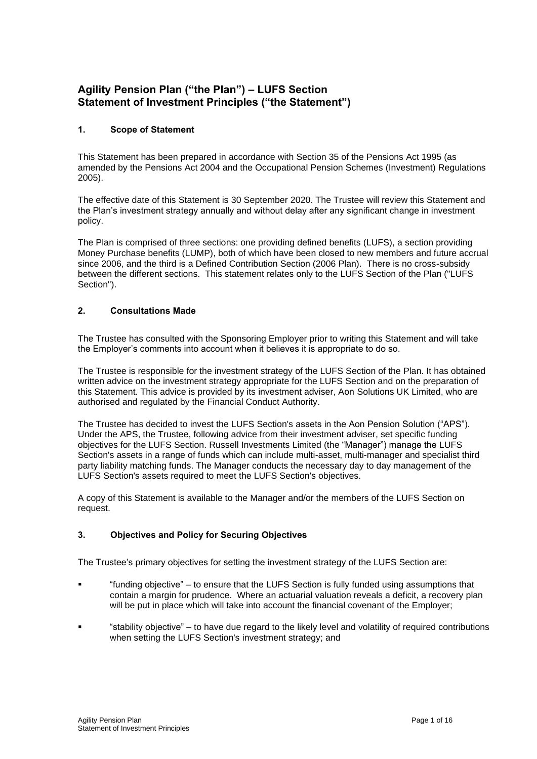# Agility Pension Plan ("the Plan") – LUFS Section
# Statement of Investment Principles ("the Statement")

## 1. Scope of Statement

This Statement has been prepared in accordance with Section 35 of the Pensions Act 1995 (as amended by the Pensions Act 2004 and the Occupational Pension Schemes (Investment) Regulations 2005).

The effective date of this Statement is 30 September 2020. The Trustee will review this Statement and the Plan's investment strategy annually and without delay after any significant change in investment policy.

The Plan is comprised of three sections: one providing defined benefits (LUFS), a section providing Money Purchase benefits (LUMP), both of which have been closed to new members and future accrual since 2006, and the third is a Defined Contribution Section (2006 Plan). There is no cross-subsidy between the different sections. This statement relates only to the LUFS Section of the Plan ("LUFS Section").

## 2. Consultations Made

The Trustee has consulted with the Sponsoring Employer prior to writing this Statement and will take the Employer's comments into account when it believes it is appropriate to do so.

The Trustee is responsible for the investment strategy of the LUFS Section of the Plan. It has obtained written advice on the investment strategy appropriate for the LUFS Section and on the preparation of this Statement. This advice is provided by its investment adviser, Aon Solutions UK Limited, who are authorised and regulated by the Financial Conduct Authority.

The Trustee has decided to invest the LUFS Section's assets in the Aon Pension Solution ("APS"). Under the APS, the Trustee, following advice from their investment adviser, set specific funding objectives for the LUFS Section. Russell Investments Limited (the "Manager") manage the LUFS Section's assets in a range of funds which can include multi-asset, multi-manager and specialist third party liability matching funds. The Manager conducts the necessary day to day management of the LUFS Section's assets required to meet the LUFS Section's objectives.

A copy of this Statement is available to the Manager and/or the members of the LUFS Section on request.

## 3. Objectives and Policy for Securing Objectives

The Trustee's primary objectives for setting the investment strategy of the LUFS Section are:

- "funding objective" – to ensure that the LUFS Section is fully funded using assumptions that contain a margin for prudence. Where an actuarial valuation reveals a deficit, a recovery plan will be put in place which will take into account the financial covenant of the Employer;
- "stability objective" – to have due regard to the likely level and volatility of required contributions when setting the LUFS Section's investment strategy; and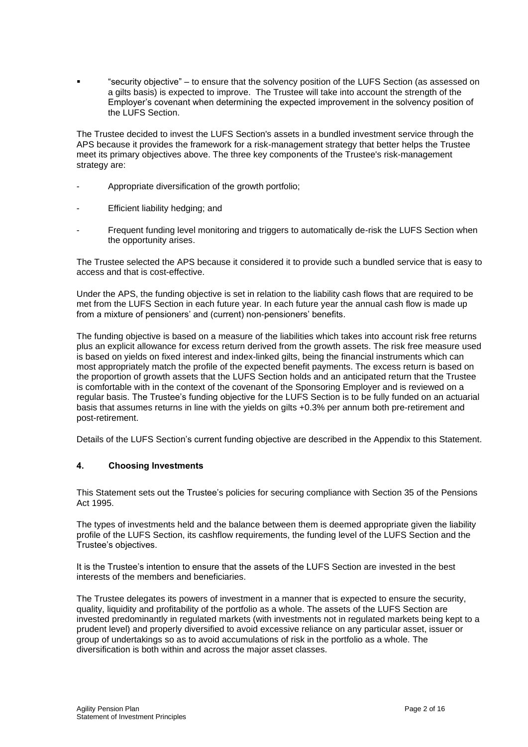- "security objective" – to ensure that the solvency position of the LUFS Section (as assessed on a gilts basis) is expected to improve. The Trustee will take into account the strength of the Employer's covenant when determining the expected improvement in the solvency position of the LUFS Section.

The Trustee decided to invest the LUFS Section's assets in a bundled investment service through the APS because it provides the framework for a risk-management strategy that better helps the Trustee meet its primary objectives above. The three key components of the Trustee's risk-management strategy are:

- Appropriate diversification of the growth portfolio;
- Efficient liability hedging; and
- Frequent funding level monitoring and triggers to automatically de-risk the LUFS Section when the opportunity arises.

The Trustee selected the APS because it considered it to provide such a bundled service that is easy to access and that is cost-effective.

Under the APS, the funding objective is set in relation to the liability cash flows that are required to be met from the LUFS Section in each future year. In each future year the annual cash flow is made up from a mixture of pensioners' and (current) non-pensioners' benefits.

The funding objective is based on a measure of the liabilities which takes into account risk free returns plus an explicit allowance for excess return derived from the growth assets. The risk free measure used is based on yields on fixed interest and index-linked gilts, being the financial instruments which can most appropriately match the profile of the expected benefit payments. The excess return is based on the proportion of growth assets that the LUFS Section holds and an anticipated return that the Trustee is comfortable with in the context of the covenant of the Sponsoring Employer and is reviewed on a regular basis. The Trustee's funding objective for the LUFS Section is to be fully funded on an actuarial basis that assumes returns in line with the yields on gilts +0.3% per annum both pre-retirement and post-retirement.

Details of the LUFS Section's current funding objective are described in the Appendix to this Statement.

## 4. Choosing Investments

This Statement sets out the Trustee's policies for securing compliance with Section 35 of the Pensions Act 1995.

The types of investments held and the balance between them is deemed appropriate given the liability profile of the LUFS Section, its cashflow requirements, the funding level of the LUFS Section and the Trustee's objectives.

It is the Trustee's intention to ensure that the assets of the LUFS Section are invested in the best interests of the members and beneficiaries.

The Trustee delegates its powers of investment in a manner that is expected to ensure the security, quality, liquidity and profitability of the portfolio as a whole. The assets of the LUFS Section are invested predominantly in regulated markets (with investments not in regulated markets being kept to a prudent level) and properly diversified to avoid excessive reliance on any particular asset, issuer or group of undertakings so as to avoid accumulations of risk in the portfolio as a whole. The diversification is both within and across the major asset classes.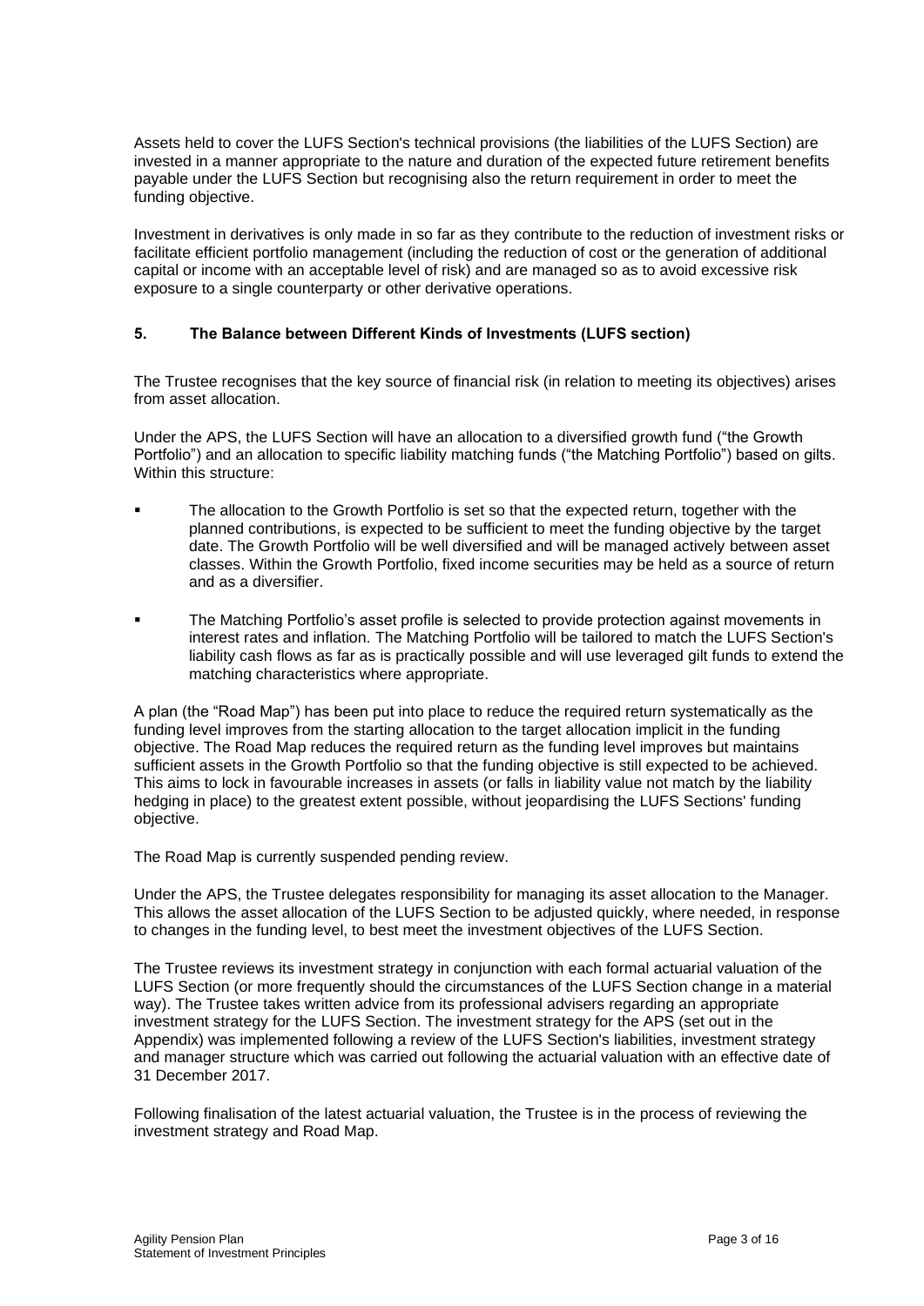Assets held to cover the LUFS Section's technical provisions (the liabilities of the LUFS Section) are invested in a manner appropriate to the nature and duration of the expected future retirement benefits payable under the LUFS Section but recognising also the return requirement in order to meet the funding objective.

Investment in derivatives is only made in so far as they contribute to the reduction of investment risks or facilitate efficient portfolio management (including the reduction of cost or the generation of additional capital or income with an acceptable level of risk) and are managed so as to avoid excessive risk exposure to a single counterparty or other derivative operations.

## 5. The Balance between Different Kinds of Investments (LUFS section)

The Trustee recognises that the key source of financial risk (in relation to meeting its objectives) arises from asset allocation.

Under the APS, the LUFS Section will have an allocation to a diversified growth fund ("the Growth Portfolio") and an allocation to specific liability matching funds ("the Matching Portfolio") based on gilts. Within this structure:

- The allocation to the Growth Portfolio is set so that the expected return, together with the planned contributions, is expected to be sufficient to meet the funding objective by the target date. The Growth Portfolio will be well diversified and will be managed actively between asset classes. Within the Growth Portfolio, fixed income securities may be held as a source of return and as a diversifier.
- The Matching Portfolio's asset profile is selected to provide protection against movements in interest rates and inflation. The Matching Portfolio will be tailored to match the LUFS Section's liability cash flows as far as is practically possible and will use leveraged gilt funds to extend the matching characteristics where appropriate.

A plan (the "Road Map") has been put into place to reduce the required return systematically as the funding level improves from the starting allocation to the target allocation implicit in the funding objective. The Road Map reduces the required return as the funding level improves but maintains sufficient assets in the Growth Portfolio so that the funding objective is still expected to be achieved. This aims to lock in favourable increases in assets (or falls in liability value not match by the liability hedging in place) to the greatest extent possible, without jeopardising the LUFS Sections' funding objective.

The Road Map is currently suspended pending review.

Under the APS, the Trustee delegates responsibility for managing its asset allocation to the Manager. This allows the asset allocation of the LUFS Section to be adjusted quickly, where needed, in response to changes in the funding level, to best meet the investment objectives of the LUFS Section.

The Trustee reviews its investment strategy in conjunction with each formal actuarial valuation of the LUFS Section (or more frequently should the circumstances of the LUFS Section change in a material way). The Trustee takes written advice from its professional advisers regarding an appropriate investment strategy for the LUFS Section. The investment strategy for the APS (set out in the Appendix) was implemented following a review of the LUFS Section's liabilities, investment strategy and manager structure which was carried out following the actuarial valuation with an effective date of 31 December 2017.

Following finalisation of the latest actuarial valuation, the Trustee is in the process of reviewing the investment strategy and Road Map.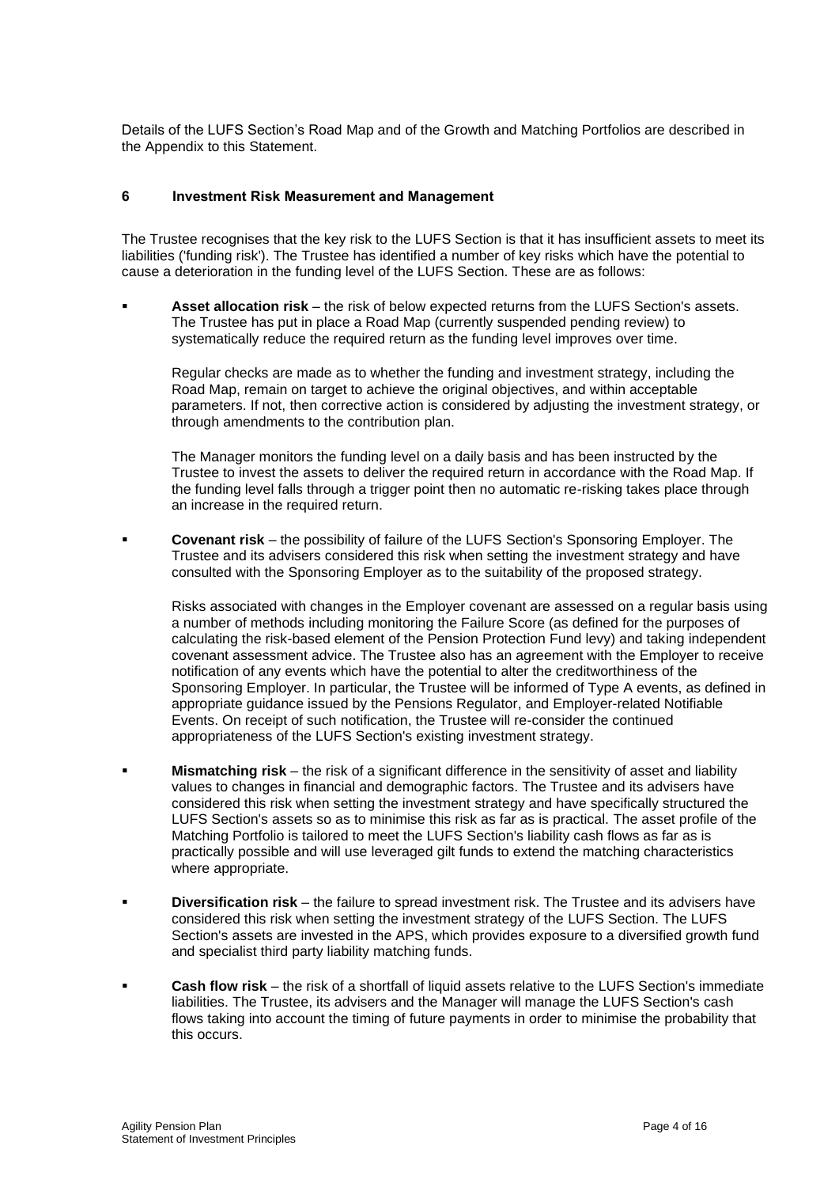Details of the LUFS Section's Road Map and of the Growth and Matching Portfolios are described in the Appendix to this Statement.

## 6 Investment Risk Measurement and Management

The Trustee recognises that the key risk to the LUFS Section is that it has insufficient assets to meet its liabilities ('funding risk'). The Trustee has identified a number of key risks which have the potential to cause a deterioration in the funding level of the LUFS Section. These are as follows:

- **Asset allocation risk** – the risk of below expected returns from the LUFS Section's assets. The Trustee has put in place a Road Map (currently suspended pending review) to systematically reduce the required return as the funding level improves over time.

  Regular checks are made as to whether the funding and investment strategy, including the Road Map, remain on target to achieve the original objectives, and within acceptable parameters. If not, then corrective action is considered by adjusting the investment strategy, or through amendments to the contribution plan.

  The Manager monitors the funding level on a daily basis and has been instructed by the Trustee to invest the assets to deliver the required return in accordance with the Road Map. If the funding level falls through a trigger point then no automatic re-risking takes place through an increase in the required return.

- **Covenant risk** – the possibility of failure of the LUFS Section's Sponsoring Employer. The Trustee and its advisers considered this risk when setting the investment strategy and have consulted with the Sponsoring Employer as to the suitability of the proposed strategy.

  Risks associated with changes in the Employer covenant are assessed on a regular basis using a number of methods including monitoring the Failure Score (as defined for the purposes of calculating the risk-based element of the Pension Protection Fund levy) and taking independent covenant assessment advice. The Trustee also has an agreement with the Employer to receive notification of any events which have the potential to alter the creditworthiness of the Sponsoring Employer. In particular, the Trustee will be informed of Type A events, as defined in appropriate guidance issued by the Pensions Regulator, and Employer-related Notifiable Events. On receipt of such notification, the Trustee will re-consider the continued appropriateness of the LUFS Section's existing investment strategy.

- **Mismatching risk** – the risk of a significant difference in the sensitivity of asset and liability values to changes in financial and demographic factors. The Trustee and its advisers have considered this risk when setting the investment strategy and have specifically structured the LUFS Section's assets so as to minimise this risk as far as is practical. The asset profile of the Matching Portfolio is tailored to meet the LUFS Section's liability cash flows as far as is practically possible and will use leveraged gilt funds to extend the matching characteristics where appropriate.

- **Diversification risk** – the failure to spread investment risk. The Trustee and its advisers have considered this risk when setting the investment strategy of the LUFS Section. The LUFS Section's assets are invested in the APS, which provides exposure to a diversified growth fund and specialist third party liability matching funds.

- **Cash flow risk** – the risk of a shortfall of liquid assets relative to the LUFS Section's immediate liabilities. The Trustee, its advisers and the Manager will manage the LUFS Section's cash flows taking into account the timing of future payments in order to minimise the probability that this occurs.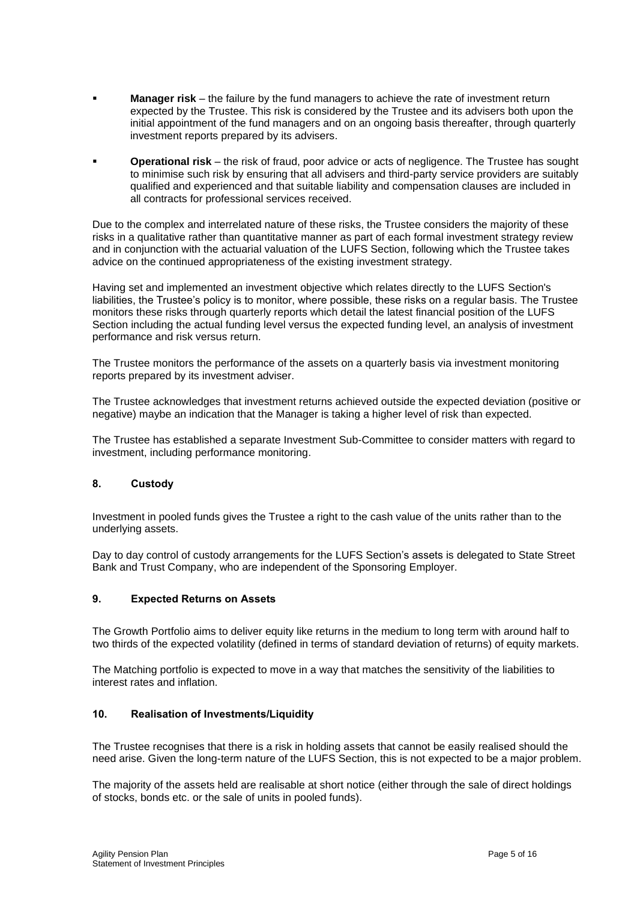- **Manager risk** – the failure by the fund managers to achieve the rate of investment return expected by the Trustee. This risk is considered by the Trustee and its advisers both upon the initial appointment of the fund managers and on an ongoing basis thereafter, through quarterly investment reports prepared by its advisers.

- **Operational risk** – the risk of fraud, poor advice or acts of negligence. The Trustee has sought to minimise such risk by ensuring that all advisers and third-party service providers are suitably qualified and experienced and that suitable liability and compensation clauses are included in all contracts for professional services received.

Due to the complex and interrelated nature of these risks, the Trustee considers the majority of these risks in a qualitative rather than quantitative manner as part of each formal investment strategy review and in conjunction with the actuarial valuation of the LUFS Section, following which the Trustee takes advice on the continued appropriateness of the existing investment strategy.

Having set and implemented an investment objective which relates directly to the LUFS Section's liabilities, the Trustee's policy is to monitor, where possible, these risks on a regular basis. The Trustee monitors these risks through quarterly reports which detail the latest financial position of the LUFS Section including the actual funding level versus the expected funding level, an analysis of investment performance and risk versus return.

The Trustee monitors the performance of the assets on a quarterly basis via investment monitoring reports prepared by its investment adviser.

The Trustee acknowledges that investment returns achieved outside the expected deviation (positive or negative) maybe an indication that the Manager is taking a higher level of risk than expected.

The Trustee has established a separate Investment Sub-Committee to consider matters with regard to investment, including performance monitoring.

## 8. Custody

Investment in pooled funds gives the Trustee a right to the cash value of the units rather than to the underlying assets.

Day to day control of custody arrangements for the LUFS Section's assets is delegated to State Street Bank and Trust Company, who are independent of the Sponsoring Employer.

## 9. Expected Returns on Assets

The Growth Portfolio aims to deliver equity like returns in the medium to long term with around half to two thirds of the expected volatility (defined in terms of standard deviation of returns) of equity markets.

The Matching portfolio is expected to move in a way that matches the sensitivity of the liabilities to interest rates and inflation.

## 10. Realisation of Investments/Liquidity

The Trustee recognises that there is a risk in holding assets that cannot be easily realised should the need arise. Given the long-term nature of the LUFS Section, this is not expected to be a major problem.

The majority of the assets held are realisable at short notice (either through the sale of direct holdings of stocks, bonds etc. or the sale of units in pooled funds).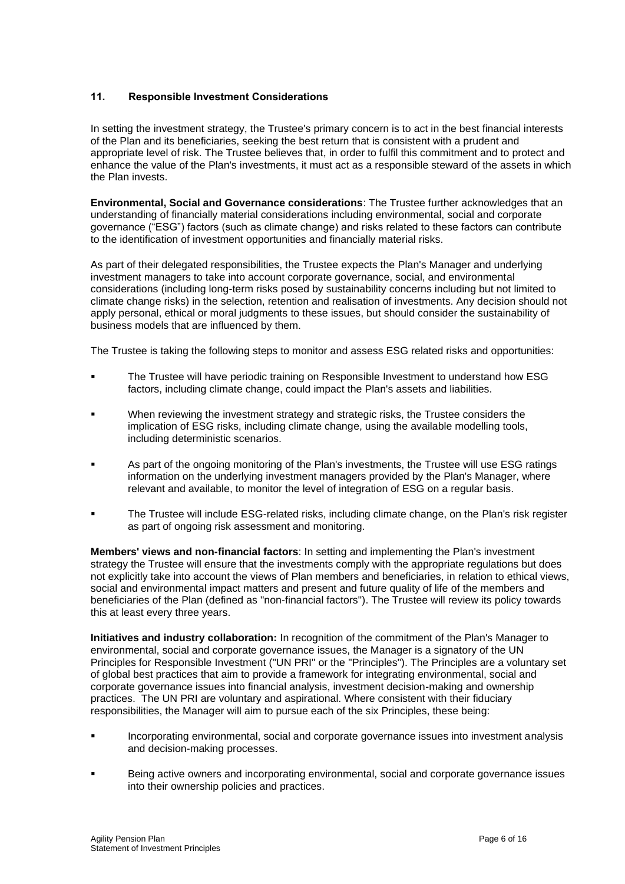## 11. Responsible Investment Considerations

In setting the investment strategy, the Trustee's primary concern is to act in the best financial interests of the Plan and its beneficiaries, seeking the best return that is consistent with a prudent and appropriate level of risk. The Trustee believes that, in order to fulfil this commitment and to protect and enhance the value of the Plan's investments, it must act as a responsible steward of the assets in which the Plan invests.

**Environmental, Social and Governance considerations**: The Trustee further acknowledges that an understanding of financially material considerations including environmental, social and corporate governance ("ESG") factors (such as climate change) and risks related to these factors can contribute to the identification of investment opportunities and financially material risks.

As part of their delegated responsibilities, the Trustee expects the Plan's Manager and underlying investment managers to take into account corporate governance, social, and environmental considerations (including long-term risks posed by sustainability concerns including but not limited to climate change risks) in the selection, retention and realisation of investments. Any decision should not apply personal, ethical or moral judgments to these issues, but should consider the sustainability of business models that are influenced by them.

The Trustee is taking the following steps to monitor and assess ESG related risks and opportunities:

- The Trustee will have periodic training on Responsible Investment to understand how ESG factors, including climate change, could impact the Plan's assets and liabilities.
- When reviewing the investment strategy and strategic risks, the Trustee considers the implication of ESG risks, including climate change, using the available modelling tools, including deterministic scenarios.
- As part of the ongoing monitoring of the Plan's investments, the Trustee will use ESG ratings information on the underlying investment managers provided by the Plan's Manager, where relevant and available, to monitor the level of integration of ESG on a regular basis.
- The Trustee will include ESG-related risks, including climate change, on the Plan's risk register as part of ongoing risk assessment and monitoring.

**Members' views and non-financial factors**: In setting and implementing the Plan's investment strategy the Trustee will ensure that the investments comply with the appropriate regulations but does not explicitly take into account the views of Plan members and beneficiaries, in relation to ethical views, social and environmental impact matters and present and future quality of life of the members and beneficiaries of the Plan (defined as "non-financial factors"). The Trustee will review its policy towards this at least every three years.

**Initiatives and industry collaboration:** In recognition of the commitment of the Plan's Manager to environmental, social and corporate governance issues, the Manager is a signatory of the UN Principles for Responsible Investment ("UN PRI" or the "Principles"). The Principles are a voluntary set of global best practices that aim to provide a framework for integrating environmental, social and corporate governance issues into financial analysis, investment decision-making and ownership practices. The UN PRI are voluntary and aspirational. Where consistent with their fiduciary responsibilities, the Manager will aim to pursue each of the six Principles, these being:

- Incorporating environmental, social and corporate governance issues into investment analysis and decision-making processes.
- Being active owners and incorporating environmental, social and corporate governance issues into their ownership policies and practices.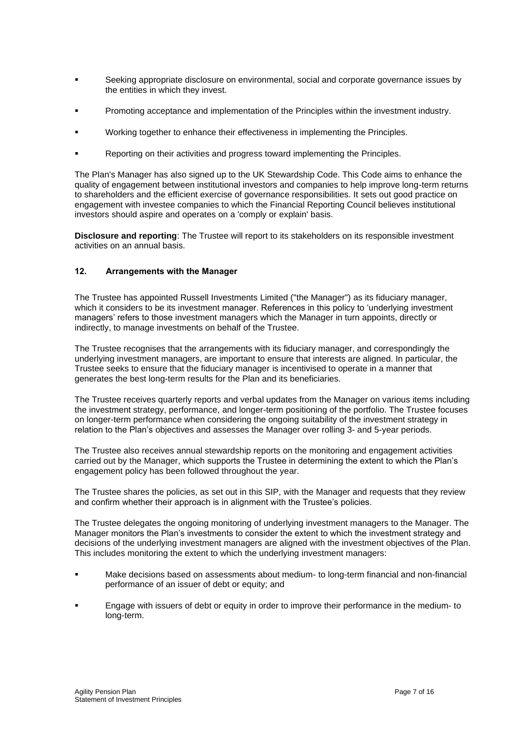- Seeking appropriate disclosure on environmental, social and corporate governance issues by the entities in which they invest.
- Promoting acceptance and implementation of the Principles within the investment industry.
- Working together to enhance their effectiveness in implementing the Principles.
- Reporting on their activities and progress toward implementing the Principles.

The Plan's Manager has also signed up to the UK Stewardship Code. This Code aims to enhance the quality of engagement between institutional investors and companies to help improve long-term returns to shareholders and the efficient exercise of governance responsibilities. It sets out good practice on engagement with investee companies to which the Financial Reporting Council believes institutional investors should aspire and operates on a 'comply or explain' basis.

**Disclosure and reporting**: The Trustee will report to its stakeholders on its responsible investment activities on an annual basis.

## 12. Arrangements with the Manager

The Trustee has appointed Russell Investments Limited ("the Manager") as its fiduciary manager, which it considers to be its investment manager. References in this policy to 'underlying investment managers' refers to those investment managers which the Manager in turn appoints, directly or indirectly, to manage investments on behalf of the Trustee.

The Trustee recognises that the arrangements with its fiduciary manager, and correspondingly the underlying investment managers, are important to ensure that interests are aligned. In particular, the Trustee seeks to ensure that the fiduciary manager is incentivised to operate in a manner that generates the best long-term results for the Plan and its beneficiaries.

The Trustee receives quarterly reports and verbal updates from the Manager on various items including the investment strategy, performance, and longer-term positioning of the portfolio. The Trustee focuses on longer-term performance when considering the ongoing suitability of the investment strategy in relation to the Plan's objectives and assesses the Manager over rolling 3- and 5-year periods.

The Trustee also receives annual stewardship reports on the monitoring and engagement activities carried out by the Manager, which supports the Trustee in determining the extent to which the Plan's engagement policy has been followed throughout the year.

The Trustee shares the policies, as set out in this SIP, with the Manager and requests that they review and confirm whether their approach is in alignment with the Trustee's policies.

The Trustee delegates the ongoing monitoring of underlying investment managers to the Manager. The Manager monitors the Plan's investments to consider the extent to which the investment strategy and decisions of the underlying investment managers are aligned with the investment objectives of the Plan. This includes monitoring the extent to which the underlying investment managers:

- Make decisions based on assessments about medium- to long-term financial and non-financial performance of an issuer of debt or equity; and
- Engage with issuers of debt or equity in order to improve their performance in the medium- to long-term.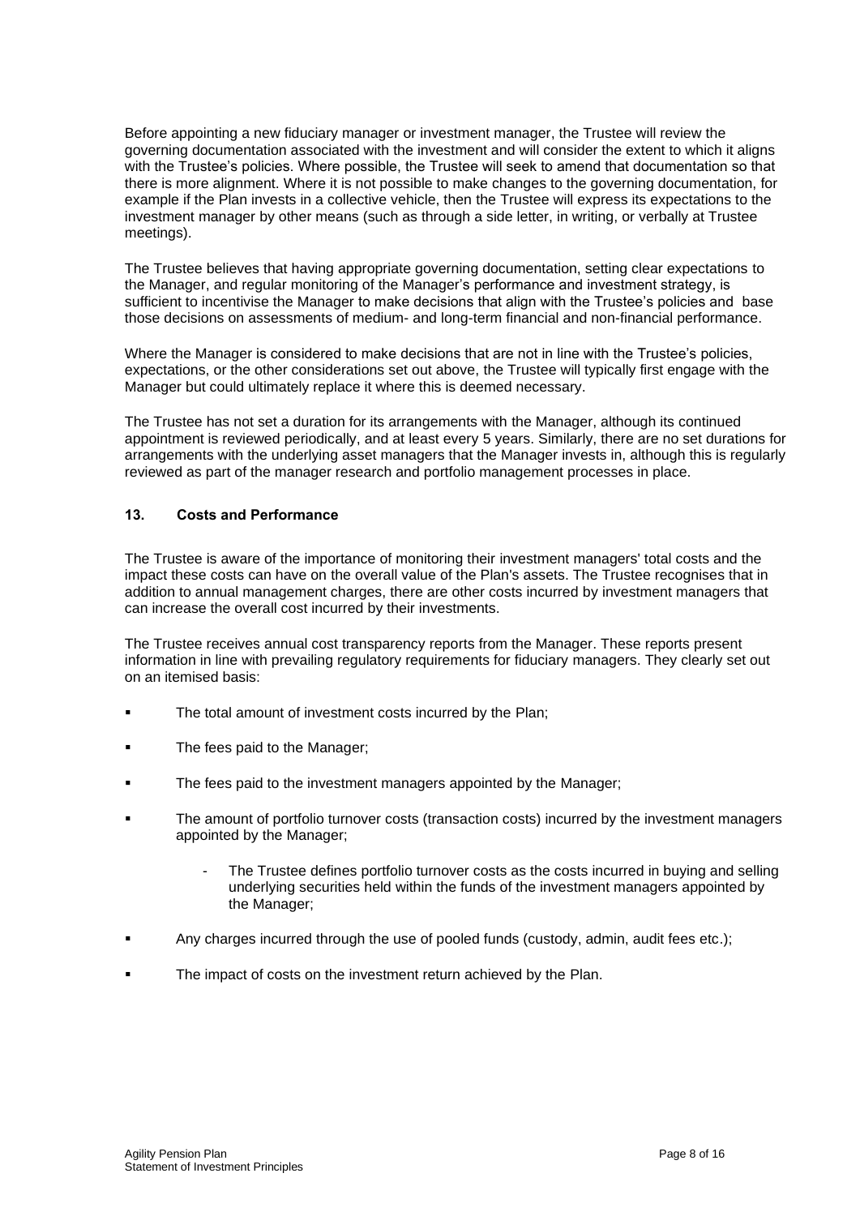Before appointing a new fiduciary manager or investment manager, the Trustee will review the governing documentation associated with the investment and will consider the extent to which it aligns with the Trustee's policies. Where possible, the Trustee will seek to amend that documentation so that there is more alignment. Where it is not possible to make changes to the governing documentation, for example if the Plan invests in a collective vehicle, then the Trustee will express its expectations to the investment manager by other means (such as through a side letter, in writing, or verbally at Trustee meetings).

The Trustee believes that having appropriate governing documentation, setting clear expectations to the Manager, and regular monitoring of the Manager's performance and investment strategy, is sufficient to incentivise the Manager to make decisions that align with the Trustee's policies and base those decisions on assessments of medium- and long-term financial and non-financial performance.

Where the Manager is considered to make decisions that are not in line with the Trustee's policies, expectations, or the other considerations set out above, the Trustee will typically first engage with the Manager but could ultimately replace it where this is deemed necessary.

The Trustee has not set a duration for its arrangements with the Manager, although its continued appointment is reviewed periodically, and at least every 5 years. Similarly, there are no set durations for arrangements with the underlying asset managers that the Manager invests in, although this is regularly reviewed as part of the manager research and portfolio management processes in place.

## 13. Costs and Performance

The Trustee is aware of the importance of monitoring their investment managers' total costs and the impact these costs can have on the overall value of the Plan's assets. The Trustee recognises that in addition to annual management charges, there are other costs incurred by investment managers that can increase the overall cost incurred by their investments.

The Trustee receives annual cost transparency reports from the Manager. These reports present information in line with prevailing regulatory requirements for fiduciary managers. They clearly set out on an itemised basis:

- The total amount of investment costs incurred by the Plan;
- The fees paid to the Manager;
- The fees paid to the investment managers appointed by the Manager;
- The amount of portfolio turnover costs (transaction costs) incurred by the investment managers appointed by the Manager;
    - The Trustee defines portfolio turnover costs as the costs incurred in buying and selling underlying securities held within the funds of the investment managers appointed by the Manager;
- Any charges incurred through the use of pooled funds (custody, admin, audit fees etc.);
- The impact of costs on the investment return achieved by the Plan.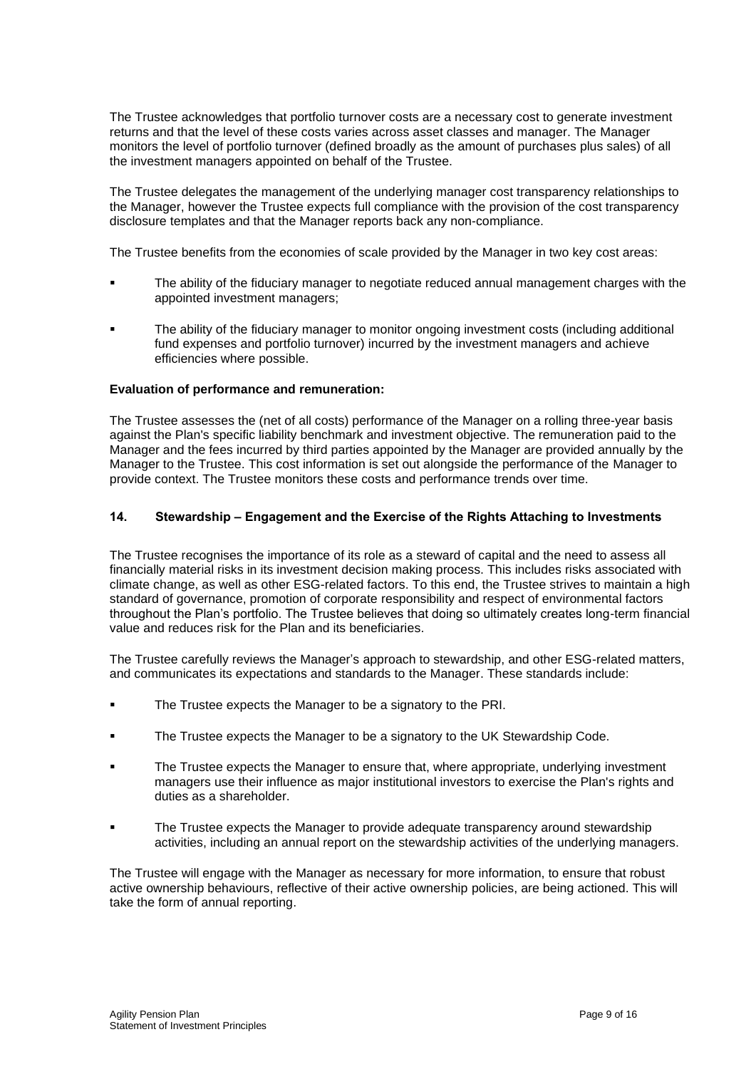The Trustee acknowledges that portfolio turnover costs are a necessary cost to generate investment returns and that the level of these costs varies across asset classes and manager. The Manager monitors the level of portfolio turnover (defined broadly as the amount of purchases plus sales) of all the investment managers appointed on behalf of the Trustee.

The Trustee delegates the management of the underlying manager cost transparency relationships to the Manager, however the Trustee expects full compliance with the provision of the cost transparency disclosure templates and that the Manager reports back any non-compliance.

The Trustee benefits from the economies of scale provided by the Manager in two key cost areas:

- The ability of the fiduciary manager to negotiate reduced annual management charges with the appointed investment managers;
- The ability of the fiduciary manager to monitor ongoing investment costs (including additional fund expenses and portfolio turnover) incurred by the investment managers and achieve efficiencies where possible.

**Evaluation of performance and remuneration:**

The Trustee assesses the (net of all costs) performance of the Manager on a rolling three-year basis against the Plan's specific liability benchmark and investment objective. The remuneration paid to the Manager and the fees incurred by third parties appointed by the Manager are provided annually by the Manager to the Trustee. This cost information is set out alongside the performance of the Manager to provide context. The Trustee monitors these costs and performance trends over time.

## 14. Stewardship – Engagement and the Exercise of the Rights Attaching to Investments

The Trustee recognises the importance of its role as a steward of capital and the need to assess all financially material risks in its investment decision making process. This includes risks associated with climate change, as well as other ESG-related factors. To this end, the Trustee strives to maintain a high standard of governance, promotion of corporate responsibility and respect of environmental factors throughout the Plan's portfolio. The Trustee believes that doing so ultimately creates long-term financial value and reduces risk for the Plan and its beneficiaries.

The Trustee carefully reviews the Manager's approach to stewardship, and other ESG-related matters, and communicates its expectations and standards to the Manager. These standards include:

- The Trustee expects the Manager to be a signatory to the PRI.
- The Trustee expects the Manager to be a signatory to the UK Stewardship Code.
- The Trustee expects the Manager to ensure that, where appropriate, underlying investment managers use their influence as major institutional investors to exercise the Plan's rights and duties as a shareholder.
- The Trustee expects the Manager to provide adequate transparency around stewardship activities, including an annual report on the stewardship activities of the underlying managers.

The Trustee will engage with the Manager as necessary for more information, to ensure that robust active ownership behaviours, reflective of their active ownership policies, are being actioned. This will take the form of annual reporting.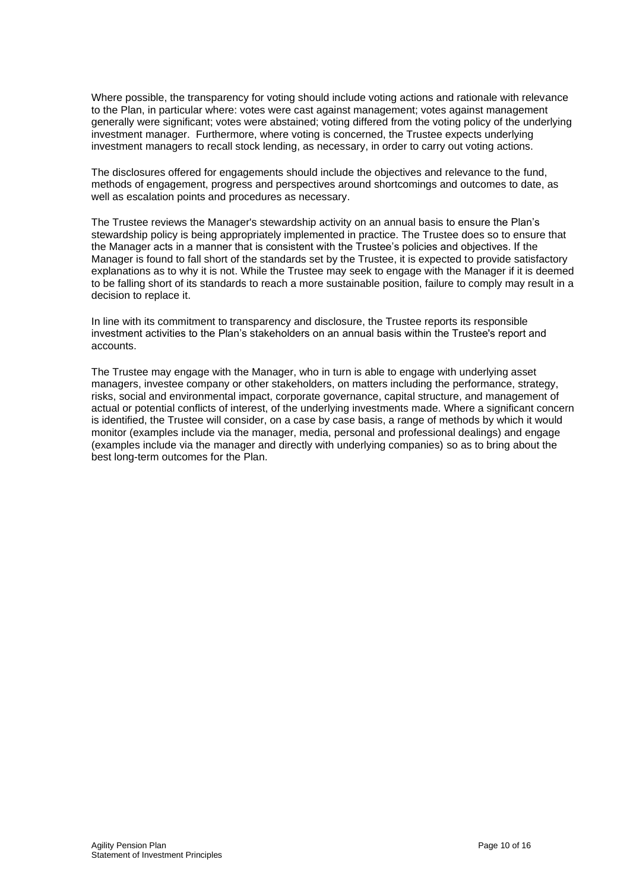Where possible, the transparency for voting should include voting actions and rationale with relevance to the Plan, in particular where: votes were cast against management; votes against management generally were significant; votes were abstained; voting differed from the voting policy of the underlying investment manager. Furthermore, where voting is concerned, the Trustee expects underlying investment managers to recall stock lending, as necessary, in order to carry out voting actions.

The disclosures offered for engagements should include the objectives and relevance to the fund, methods of engagement, progress and perspectives around shortcomings and outcomes to date, as well as escalation points and procedures as necessary.

The Trustee reviews the Manager's stewardship activity on an annual basis to ensure the Plan's stewardship policy is being appropriately implemented in practice. The Trustee does so to ensure that the Manager acts in a manner that is consistent with the Trustee's policies and objectives. If the Manager is found to fall short of the standards set by the Trustee, it is expected to provide satisfactory explanations as to why it is not. While the Trustee may seek to engage with the Manager if it is deemed to be falling short of its standards to reach a more sustainable position, failure to comply may result in a decision to replace it.

In line with its commitment to transparency and disclosure, the Trustee reports its responsible investment activities to the Plan's stakeholders on an annual basis within the Trustee's report and accounts.

The Trustee may engage with the Manager, who in turn is able to engage with underlying asset managers, investee company or other stakeholders, on matters including the performance, strategy, risks, social and environmental impact, corporate governance, capital structure, and management of actual or potential conflicts of interest, of the underlying investments made. Where a significant concern is identified, the Trustee will consider, on a case by case basis, a range of methods by which it would monitor (examples include via the manager, media, personal and professional dealings) and engage (examples include via the manager and directly with underlying companies) so as to bring about the best long-term outcomes for the Plan.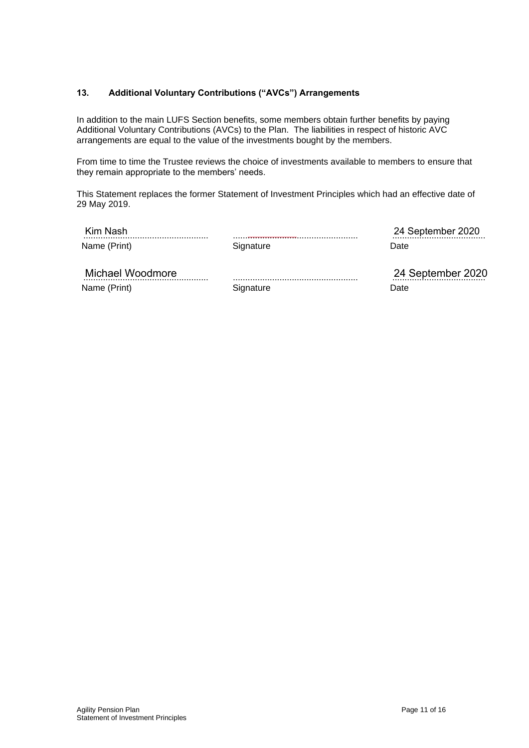### 13. Additional Voluntary Contributions ("AVCs") Arrangements

In addition to the main LUFS Section benefits, some members obtain further benefits by paying Additional Voluntary Contributions (AVCs) to the Plan. The liabilities in respect of historic AVC arrangements are equal to the value of the investments bought by the members.

From time to time the Trustee reviews the choice of investments available to members to ensure that they remain appropriate to the members' needs.

This Statement replaces the former Statement of Investment Principles which had an effective date of 29 May 2019.

| Name (Print) | Signature | Date |
|---|---|---|
| Kim Nash | | 24 September 2020 |
| Michael Woodmore | | 24 September 2020 |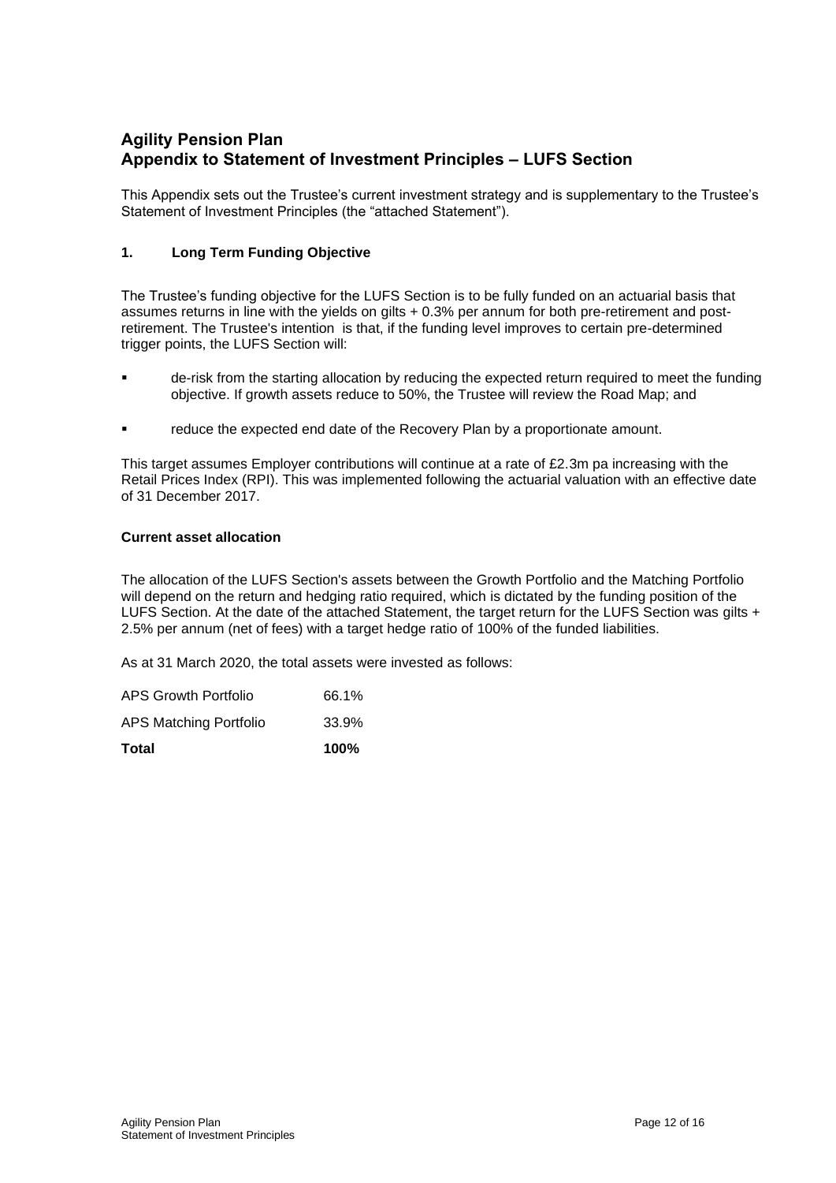## Agility Pension Plan
## Appendix to Statement of Investment Principles – LUFS Section

This Appendix sets out the Trustee's current investment strategy and is supplementary to the Trustee's Statement of Investment Principles (the "attached Statement").

### 1. Long Term Funding Objective

The Trustee's funding objective for the LUFS Section is to be fully funded on an actuarial basis that assumes returns in line with the yields on gilts + 0.3% per annum for both pre-retirement and post-retirement. The Trustee's intention is that, if the funding level improves to certain pre-determined trigger points, the LUFS Section will:

- de-risk from the starting allocation by reducing the expected return required to meet the funding objective. If growth assets reduce to 50%, the Trustee will review the Road Map; and
- reduce the expected end date of the Recovery Plan by a proportionate amount.

This target assumes Employer contributions will continue at a rate of £2.3m pa increasing with the Retail Prices Index (RPI). This was implemented following the actuarial valuation with an effective date of 31 December 2017.

#### Current asset allocation

The allocation of the LUFS Section's assets between the Growth Portfolio and the Matching Portfolio will depend on the return and hedging ratio required, which is dictated by the funding position of the LUFS Section. At the date of the attached Statement, the target return for the LUFS Section was gilts + 2.5% per annum (net of fees) with a target hedge ratio of 100% of the funded liabilities.

As at 31 March 2020, the total assets were invested as follows:

| | |
|---|---|
| APS Growth Portfolio | 66.1% |
| APS Matching Portfolio | 33.9% |
| **Total** | **100%** |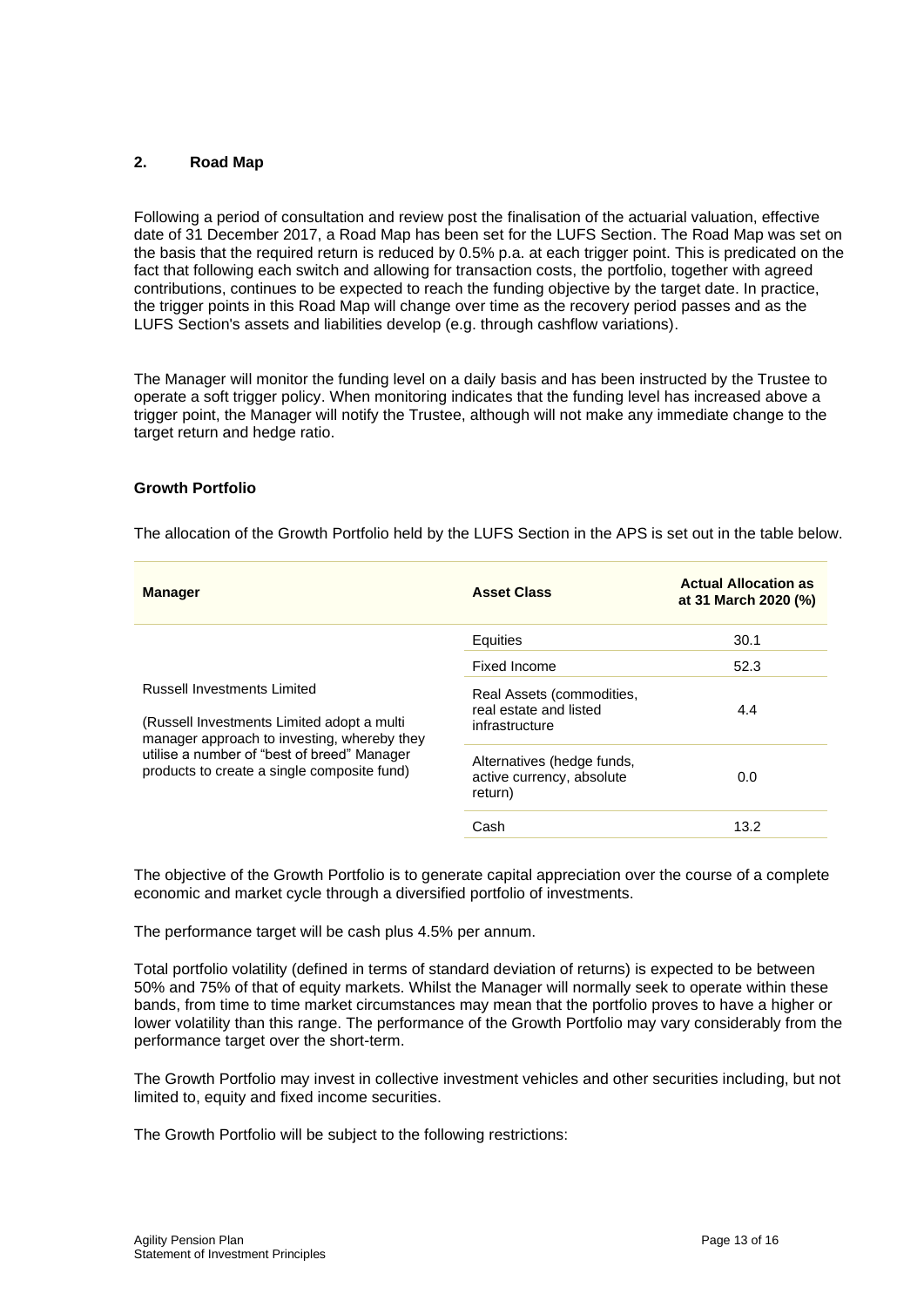## 2. Road Map

Following a period of consultation and review post the finalisation of the actuarial valuation, effective date of 31 December 2017, a Road Map has been set for the LUFS Section. The Road Map was set on the basis that the required return is reduced by 0.5% p.a. at each trigger point. This is predicated on the fact that following each switch and allowing for transaction costs, the portfolio, together with agreed contributions, continues to be expected to reach the funding objective by the target date. In practice, the trigger points in this Road Map will change over time as the recovery period passes and as the LUFS Section's assets and liabilities develop (e.g. through cashflow variations).

The Manager will monitor the funding level on a daily basis and has been instructed by the Trustee to operate a soft trigger policy. When monitoring indicates that the funding level has increased above a trigger point, the Manager will notify the Trustee, although will not make any immediate change to the target return and hedge ratio.

### Growth Portfolio

The allocation of the Growth Portfolio held by the LUFS Section in the APS is set out in the table below.

| Manager | Asset Class | Actual Allocation as at 31 March 2020 (%) |
|---|---|---|
| Russell Investments Limited (Russell Investments Limited adopt a multi manager approach to investing, whereby they utilise a number of "best of breed" Manager products to create a single composite fund) | Equities | 30.1 |
| | Fixed Income | 52.3 |
| | Real Assets (commodities, real estate and listed infrastructure | 4.4 |
| | Alternatives (hedge funds, active currency, absolute return) | 0.0 |
| | Cash | 13.2 |

The objective of the Growth Portfolio is to generate capital appreciation over the course of a complete economic and market cycle through a diversified portfolio of investments.

The performance target will be cash plus 4.5% per annum.

Total portfolio volatility (defined in terms of standard deviation of returns) is expected to be between 50% and 75% of that of equity markets. Whilst the Manager will normally seek to operate within these bands, from time to time market circumstances may mean that the portfolio proves to have a higher or lower volatility than this range. The performance of the Growth Portfolio may vary considerably from the performance target over the short-term.

The Growth Portfolio may invest in collective investment vehicles and other securities including, but not limited to, equity and fixed income securities.

The Growth Portfolio will be subject to the following restrictions: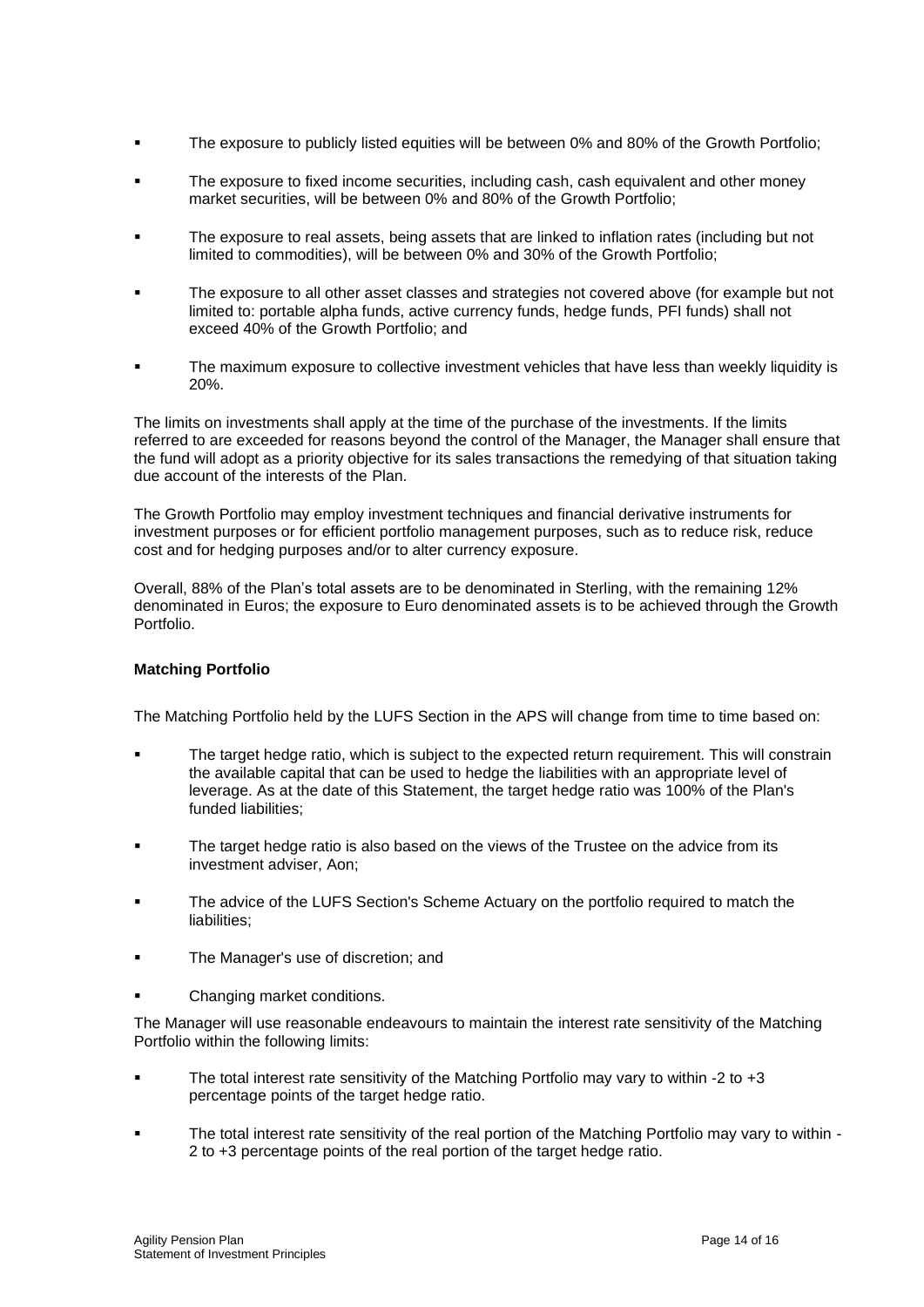- The exposure to publicly listed equities will be between 0% and 80% of the Growth Portfolio;
- The exposure to fixed income securities, including cash, cash equivalent and other money market securities, will be between 0% and 80% of the Growth Portfolio;
- The exposure to real assets, being assets that are linked to inflation rates (including but not limited to commodities), will be between 0% and 30% of the Growth Portfolio;
- The exposure to all other asset classes and strategies not covered above (for example but not limited to: portable alpha funds, active currency funds, hedge funds, PFI funds) shall not exceed 40% of the Growth Portfolio; and
- The maximum exposure to collective investment vehicles that have less than weekly liquidity is 20%.

The limits on investments shall apply at the time of the purchase of the investments. If the limits referred to are exceeded for reasons beyond the control of the Manager, the Manager shall ensure that the fund will adopt as a priority objective for its sales transactions the remedying of that situation taking due account of the interests of the Plan.

The Growth Portfolio may employ investment techniques and financial derivative instruments for investment purposes or for efficient portfolio management purposes, such as to reduce risk, reduce cost and for hedging purposes and/or to alter currency exposure.

Overall, 88% of the Plan's total assets are to be denominated in Sterling, with the remaining 12% denominated in Euros; the exposure to Euro denominated assets is to be achieved through the Growth Portfolio.

**Matching Portfolio**

The Matching Portfolio held by the LUFS Section in the APS will change from time to time based on:

- The target hedge ratio, which is subject to the expected return requirement. This will constrain the available capital that can be used to hedge the liabilities with an appropriate level of leverage. As at the date of this Statement, the target hedge ratio was 100% of the Plan's funded liabilities;
- The target hedge ratio is also based on the views of the Trustee on the advice from its investment adviser, Aon;
- The advice of the LUFS Section's Scheme Actuary on the portfolio required to match the liabilities;
- The Manager's use of discretion; and
- Changing market conditions.

The Manager will use reasonable endeavours to maintain the interest rate sensitivity of the Matching Portfolio within the following limits:

- The total interest rate sensitivity of the Matching Portfolio may vary to within -2 to +3 percentage points of the target hedge ratio.
- The total interest rate sensitivity of the real portion of the Matching Portfolio may vary to within -2 to +3 percentage points of the real portion of the target hedge ratio.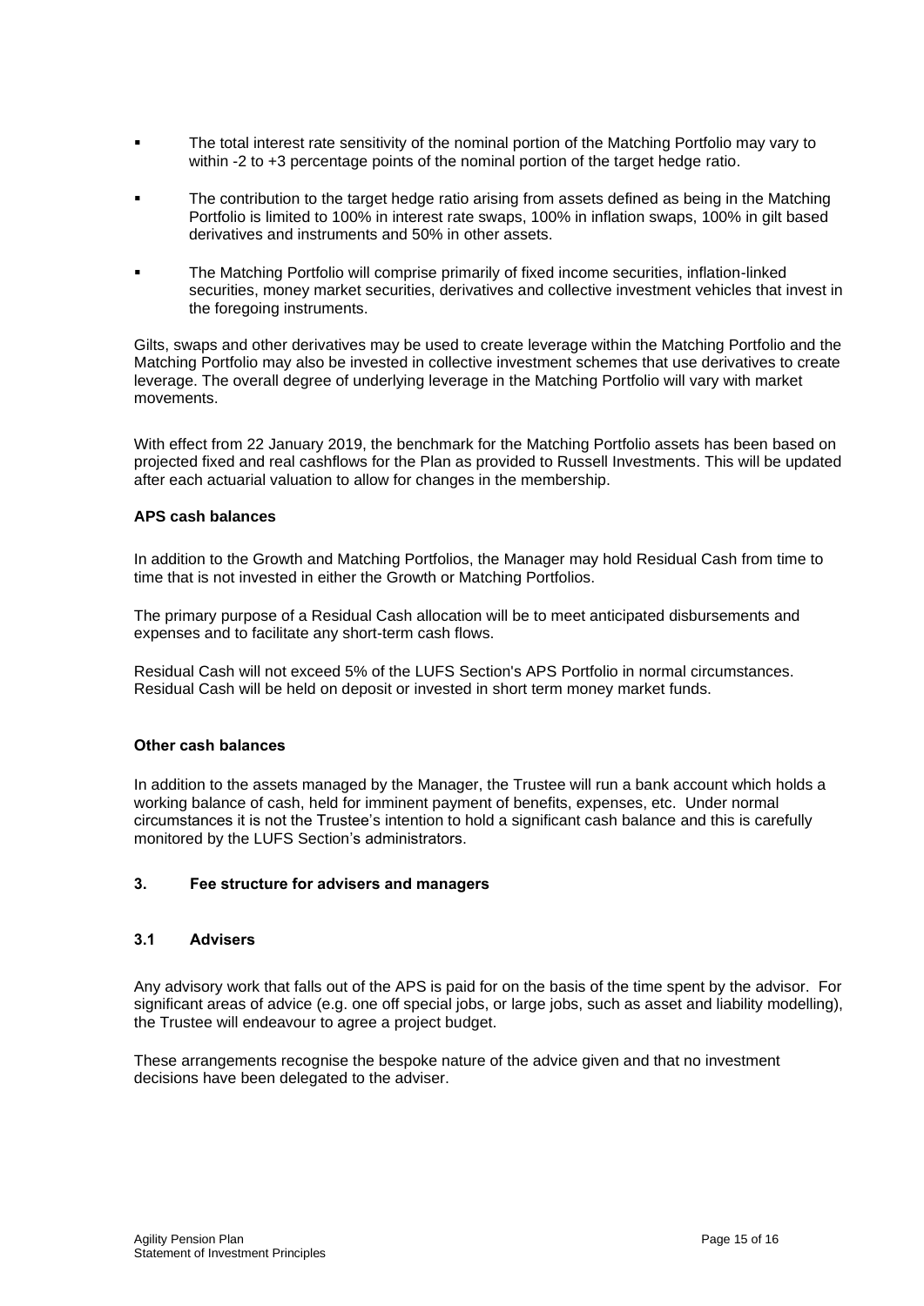- The total interest rate sensitivity of the nominal portion of the Matching Portfolio may vary to within -2 to +3 percentage points of the nominal portion of the target hedge ratio.
- The contribution to the target hedge ratio arising from assets defined as being in the Matching Portfolio is limited to 100% in interest rate swaps, 100% in inflation swaps, 100% in gilt based derivatives and instruments and 50% in other assets.
- The Matching Portfolio will comprise primarily of fixed income securities, inflation-linked securities, money market securities, derivatives and collective investment vehicles that invest in the foregoing instruments.

Gilts, swaps and other derivatives may be used to create leverage within the Matching Portfolio and the Matching Portfolio may also be invested in collective investment schemes that use derivatives to create leverage. The overall degree of underlying leverage in the Matching Portfolio will vary with market movements.

With effect from 22 January 2019, the benchmark for the Matching Portfolio assets has been based on projected fixed and real cashflows for the Plan as provided to Russell Investments. This will be updated after each actuarial valuation to allow for changes in the membership.

**APS cash balances**

In addition to the Growth and Matching Portfolios, the Manager may hold Residual Cash from time to time that is not invested in either the Growth or Matching Portfolios.

The primary purpose of a Residual Cash allocation will be to meet anticipated disbursements and expenses and to facilitate any short-term cash flows.

Residual Cash will not exceed 5% of the LUFS Section's APS Portfolio in normal circumstances. Residual Cash will be held on deposit or invested in short term money market funds.

**Other cash balances**

In addition to the assets managed by the Manager, the Trustee will run a bank account which holds a working balance of cash, held for imminent payment of benefits, expenses, etc. Under normal circumstances it is not the Trustee's intention to hold a significant cash balance and this is carefully monitored by the LUFS Section's administrators.

## 3. Fee structure for advisers and managers

### 3.1 Advisers

Any advisory work that falls out of the APS is paid for on the basis of the time spent by the advisor. For significant areas of advice (e.g. one off special jobs, or large jobs, such as asset and liability modelling), the Trustee will endeavour to agree a project budget.

These arrangements recognise the bespoke nature of the advice given and that no investment decisions have been delegated to the adviser.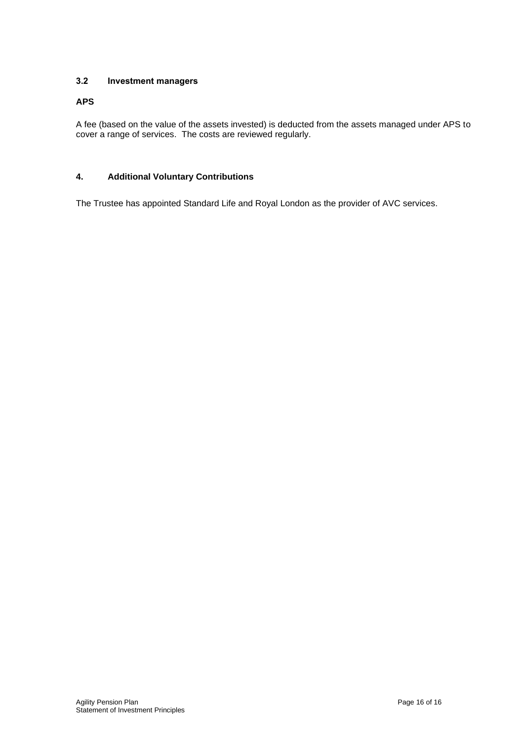### 3.2 Investment managers

**APS**

A fee (based on the value of the assets invested) is deducted from the assets managed under APS to cover a range of services. The costs are reviewed regularly.

## 4. Additional Voluntary Contributions

The Trustee has appointed Standard Life and Royal London as the provider of AVC services.